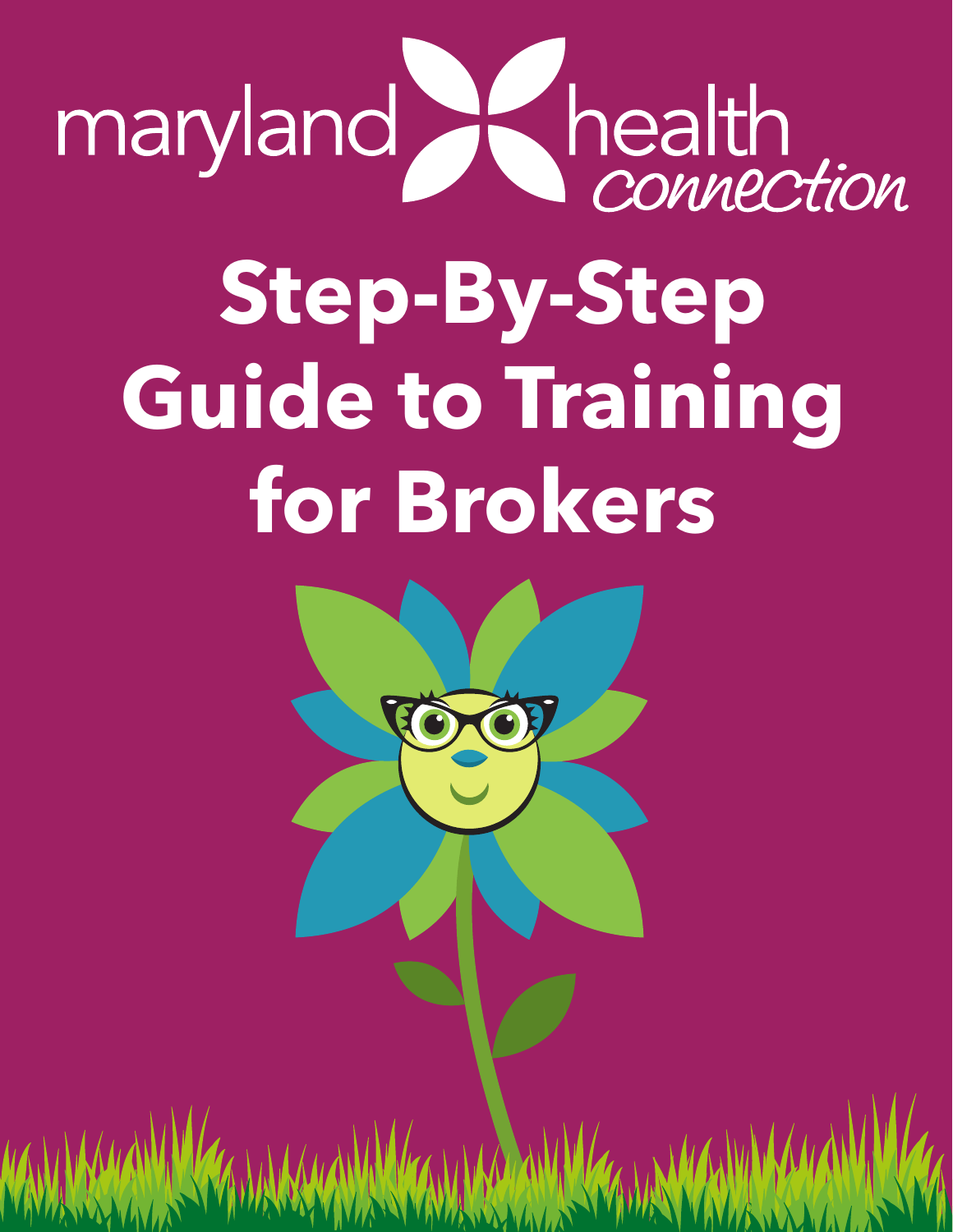maryland health connection

# Step-By-Step Guide to Training for Brokers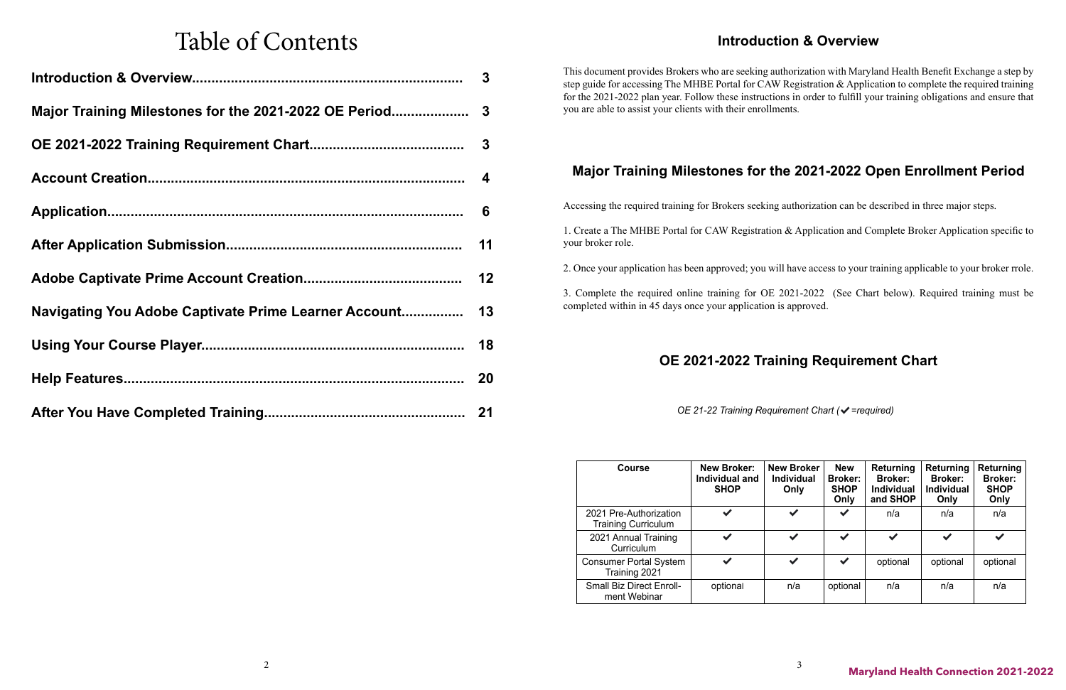# Table of Contents

| | |
|---|---|
| **Introduction & Overview** | **3** |
| **Major Training Milestones for the 2021-2022 OE Period** | **3** |
| **OE 2021-2022 Training Requirement Chart** | **3** |
| **Account Creation** | **4** |
| **Application** | **6** |
| **After Application Submission** | **11** |
| **Adobe Captivate Prime Account Creation** | **12** |
| **Navigating You Adobe Captivate Prime Learner Account** | **13** |
| **Using Your Course Player** | **18** |
| **Help Features** | **20** |
| **After You Have Completed Training** | **21** |

## Introduction & Overview

This document provides Brokers who are seeking authorization with Maryland Health Benefit Exchange a step by step guide for accessing The MHBE Portal for CAW Registration & Application to complete the required training for the 2021-2022 plan year. Follow these instructions in order to fulfill your training obligations and ensure that you are able to assist your clients with their enrollments.

## Major Training Milestones for the 2021-2022 Open Enrollment Period

Accessing the required training for Brokers seeking authorization can be described in three major steps.

1. Create a The MHBE Portal for CAW Registration & Application and Complete Broker Application specific to your broker role.

2. Once your application has been approved; you will have access to your training applicable to your broker rrole.

3. Complete the required online training for OE 2021-2022 (See Chart below). Required training must be completed within in 45 days once your application is approved.

## OE 2021-2022 Training Requirement Chart

*OE 21-22 Training Requirement Chart (✔ =required)*

| Course | New Broker: Individual and SHOP | New Broker Individual Only | New Broker: SHOP Only | Returning Broker: Individual and SHOP | Returning Broker: Individual Only | Returning Broker: SHOP Only |
|---|---|---|---|---|---|---|
| 2021 Pre-Authorization Training Curriculum | ✔ | ✔ | ✔ | n/a | n/a | n/a |
| 2021 Annual Training Curriculum | ✔ | ✔ | ✔ | ✔ | ✔ | ✔ |
| Consumer Portal System Training 2021 | ✔ | ✔ | ✔ | optional | optional | optional |
| Small Biz Direct Enroll-ment Webinar | optional | n/a | optional | n/a | n/a | n/a |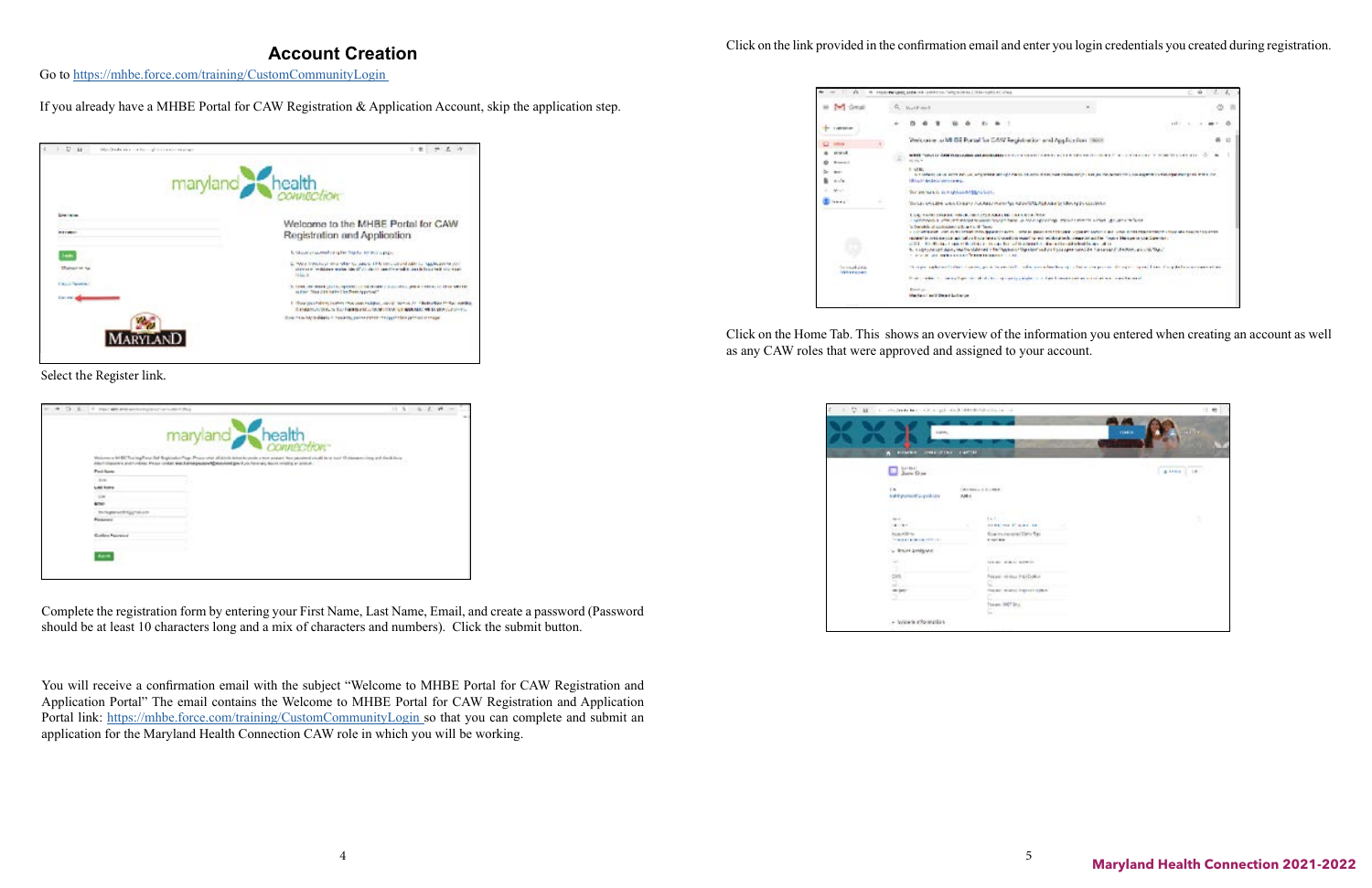## Account Creation

Go to https://mhbe.force.com/training/CustomCommunityLogin

If you already have a MHBE Portal for CAW Registration & Application Account, skip the application step.

Select the Register link.

Complete the registration form by entering your First Name, Last Name, Email, and create a password (Password should be at least 10 characters long and a mix of characters and numbers). Click the submit button.

You will receive a confirmation email with the subject "Welcome to MHBE Portal for CAW Registration and Application Portal" The email contains the Welcome to MHBE Portal for CAW Registration and Application Portal link: https://mhbe.force.com/training/CustomCommunityLogin so that you can complete and submit an application for the Maryland Health Connection CAW role in which you will be working.

Click on the link provided in the confirmation email and enter you login credentials you created during registration.

Click on the Home Tab. This shows an overview of the information you entered when creating an account as well as any CAW roles that were approved and assigned to your account.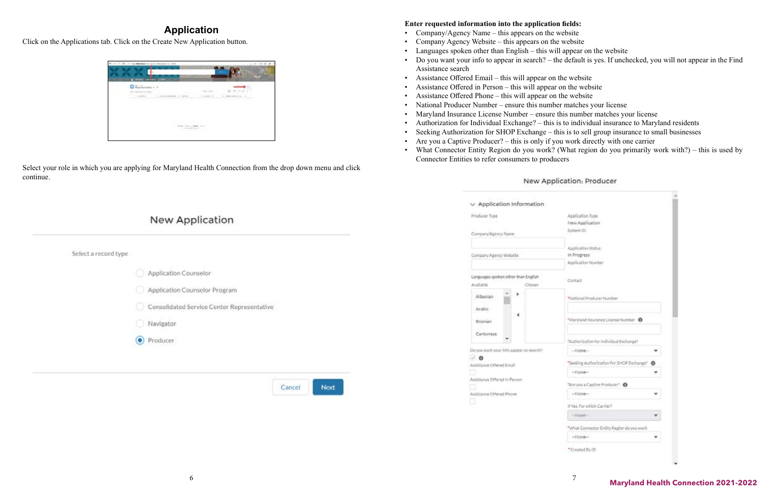## Application

Click on the Applications tab. Click on the Create New Application button.

Select your role in which you are applying for Maryland Health Connection from the drop down menu and click continue.

**Enter requested information into the application fields:**

- Company/Agency Name – this appears on the website
- Company Agency Website – this appears on the website
- Languages spoken other than English – this will appear on the website
- Do you want your info to appear in search? – the default is yes. If unchecked, you will not appear in the Find Assistance search
- Assistance Offered Email – this will appear on the website
- Assistance Offered in Person – this will appear on the website
- Assistance Offered Phone – this will appear on the website
- National Producer Number – ensure this number matches your license
- Maryland Insurance License Number – ensure this number matches your license
- Authorization for Individual Exchange? – this is to individual insurance to Maryland residents
- Seeking Authorization for SHOP Exchange – this is to sell group insurance to small businesses
- Are you a Captive Producer? – this is only if you work directly with one carrier
- What Connector Entity Region do you work? (What region do you primarily work with?) – this is used by Connector Entities to refer consumers to producers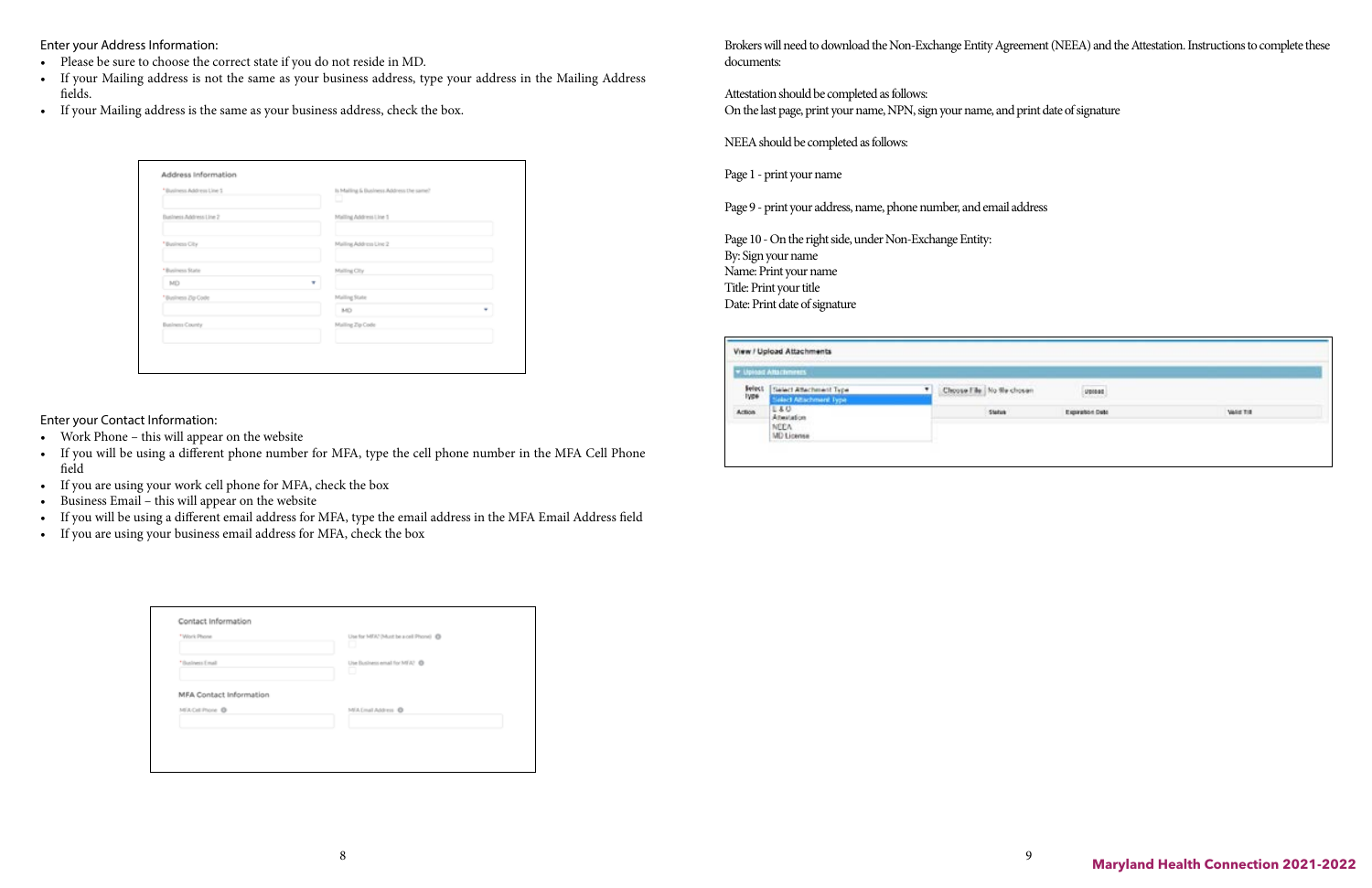Enter your Address Information:

- Please be sure to choose the correct state if you do not reside in MD.
- If your Mailing address is not the same as your business address, type your address in the Mailing Address fields.
- If your Mailing address is the same as your business address, check the box.

Enter your Contact Information:

- Work Phone – this will appear on the website
- If you will be using a different phone number for MFA, type the cell phone number in the MFA Cell Phone field
- If you are using your work cell phone for MFA, check the box
- Business Email – this will appear on the website
- If you will be using a different email address for MFA, type the email address in the MFA Email Address field
- If you are using your business email address for MFA, check the box

Brokers will need to download the Non-Exchange Entity Agreement (NEEA) and the Attestation. Instructions to complete these documents:

Attestation should be completed as follows:
On the last page, print your name, NPN, sign your name, and print date of signature

NEEA should be completed as follows:

Page 1 - print your name

Page 9 - print your address, name, phone number, and email address

Page 10 - On the right side, under Non-Exchange Entity:
By: Sign your name
Name: Print your name
Title: Print your title
Date: Print date of signature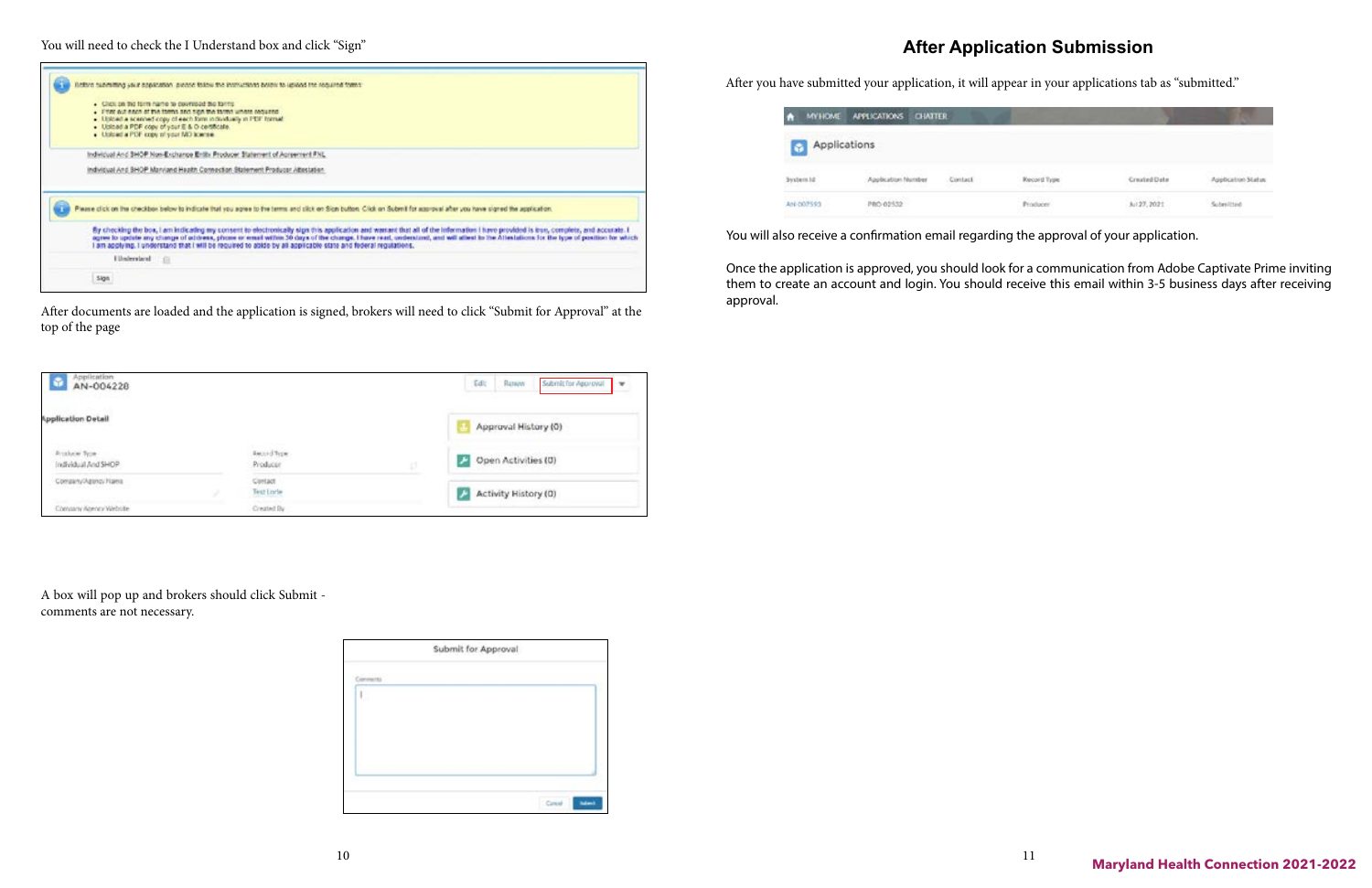You will need to check the I Understand box and click "Sign"

After documents are loaded and the application is signed, brokers will need to click "Submit for Approval" at the top of the page

A box will pop up and brokers should click Submit - comments are not necessary.

## After Application Submission

After you have submitted your application, it will appear in your applications tab as "submitted."

You will also receive a confirmation email regarding the approval of your application.

Once the application is approved, you should look for a communication from Adobe Captivate Prime inviting them to create an account and login. You should receive this email within 3-5 business days after receiving approval.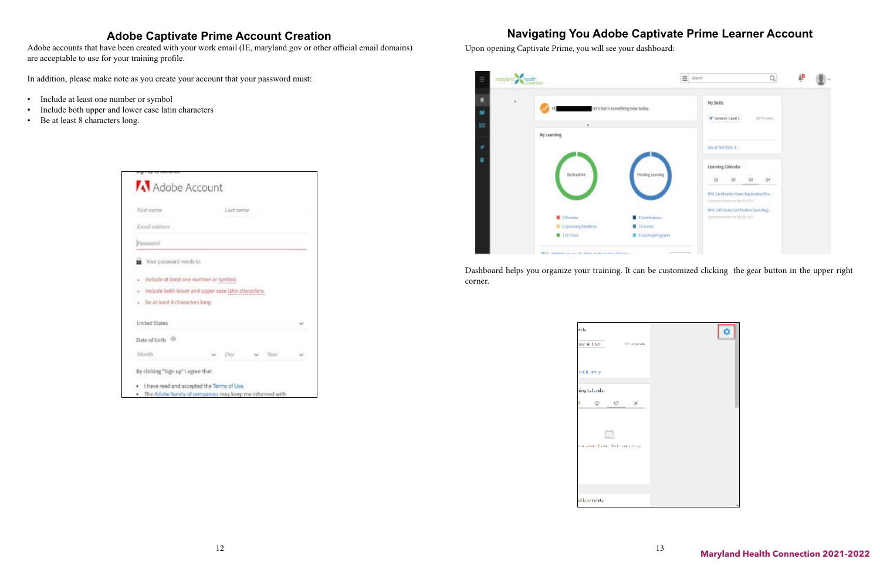## Adobe Captivate Prime Account Creation

Adobe accounts that have been created with your work email (IE, maryland.gov or other official email domains) are acceptable to use for your training profile.

In addition, please make note as you create your account that your password must:

- Include at least one number or symbol
- Include both upper and lower case latin characters
- Be at least 8 characters long.

## Navigating You Adobe Captivate Prime Learner Account

Upon opening Captivate Prime, you will see your dashboard:

Dashboard helps you organize your training. It can be customized clicking the gear button in the upper right corner.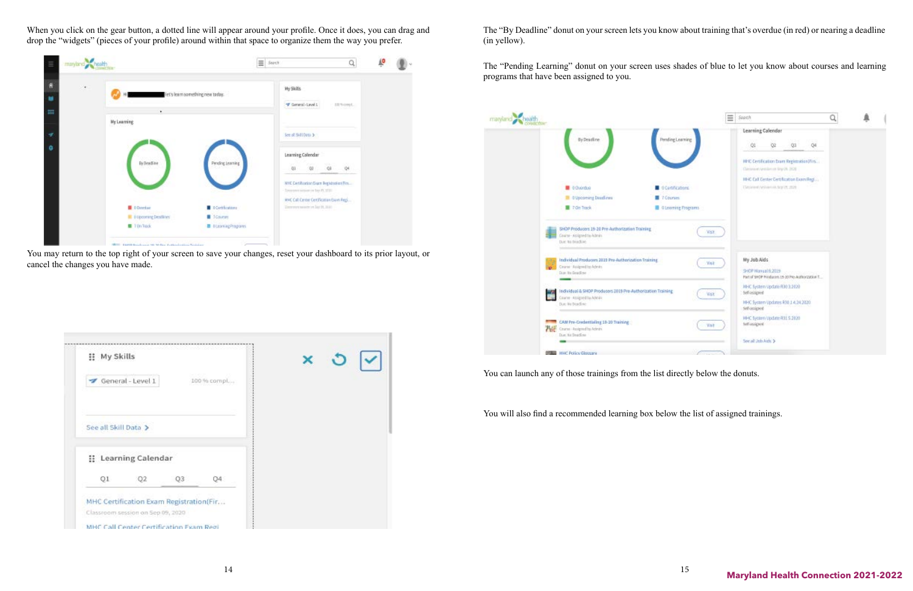When you click on the gear button, a dotted line will appear around your profile. Once it does, you can drag and drop the "widgets" (pieces of your profile) around within that space to organize them the way you prefer.

You may return to the top right of your screen to save your changes, reset your dashboard to its prior layout, or cancel the changes you have made.

The "By Deadline" donut on your screen lets you know about training that's overdue (in red) or nearing a deadline (in yellow).

The "Pending Learning" donut on your screen uses shades of blue to let you know about courses and learning programs that have been assigned to you.

You can launch any of those trainings from the list directly below the donuts.

You will also find a recommended learning box below the list of assigned trainings.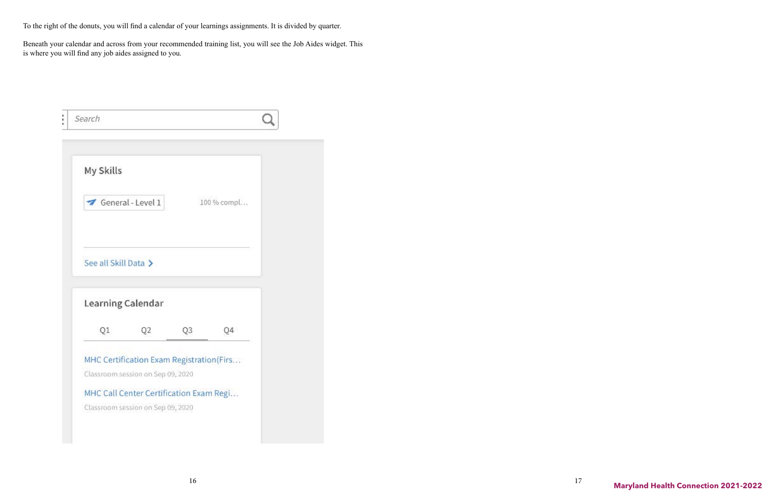To the right of the donuts, you will find a calendar of your learnings assignments. It is divided by quarter.

Beneath your calendar and across from your recommended training list, you will see the Job Aides widget. This is where you will find any job aides assigned to you.

Search

My Skills

General - Level 1 100 % compl...

See all Skill Data >

Learning Calendar

Q1 Q2 Q3 Q4

MHC Certification Exam Registration(Firs...

Classroom session on Sep 09, 2020

MHC Call Center Certification Exam Regi...

Classroom session on Sep 09, 2020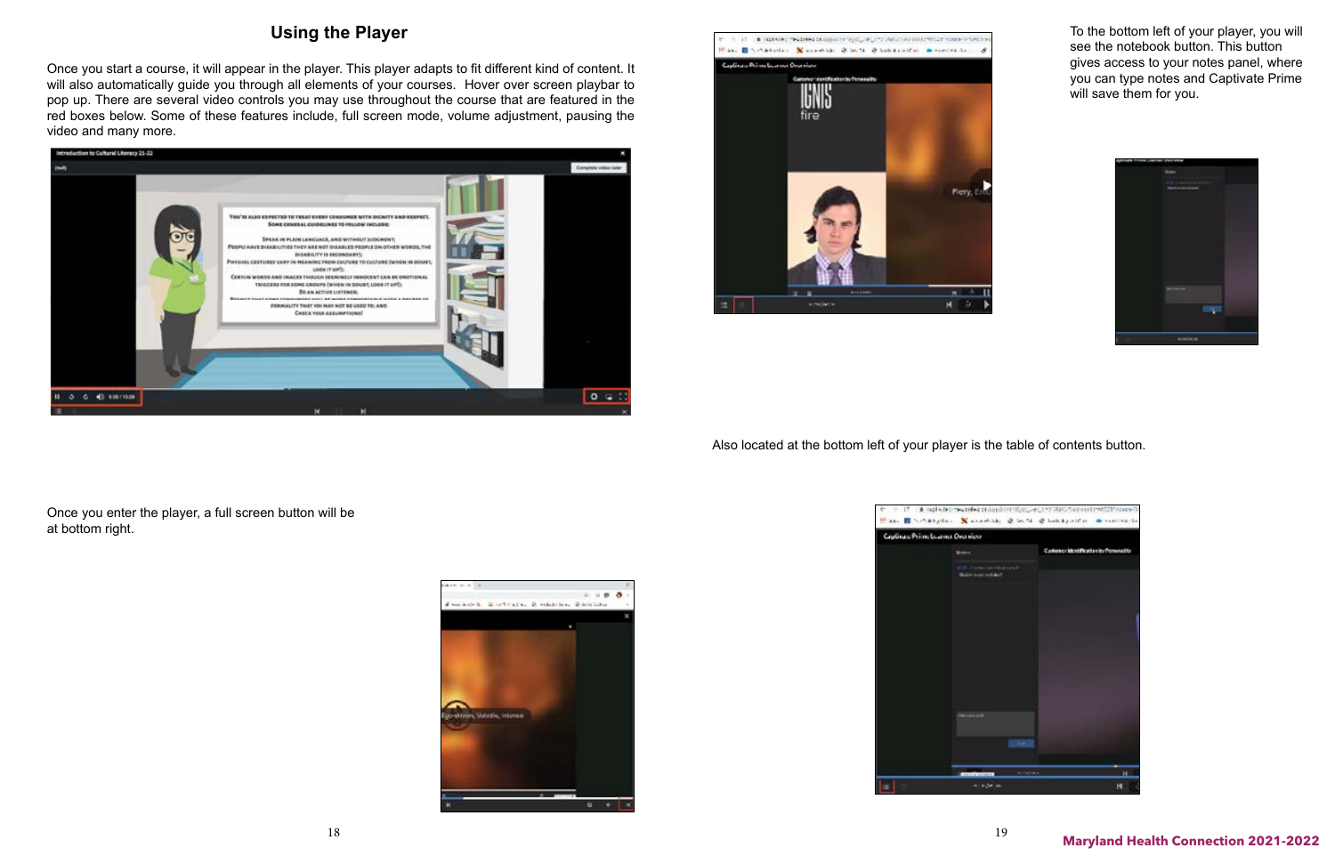## Using the Player

Once you start a course, it will appear in the player. This player adapts to fit different kind of content. It will also automatically guide you through all elements of your courses. Hover over screen playbar to pop up. There are several video controls you may use throughout the course that are featured in the red boxes below. Some of these features include, full screen mode, volume adjustment, pausing the video and many more.

Once you enter the player, a full screen button will be at bottom right.

To the bottom left of your player, you will see the notebook button. This button gives access to your notes panel, where you can type notes and Captivate Prime will save them for you.

Also located at the bottom left of your player is the table of contents button.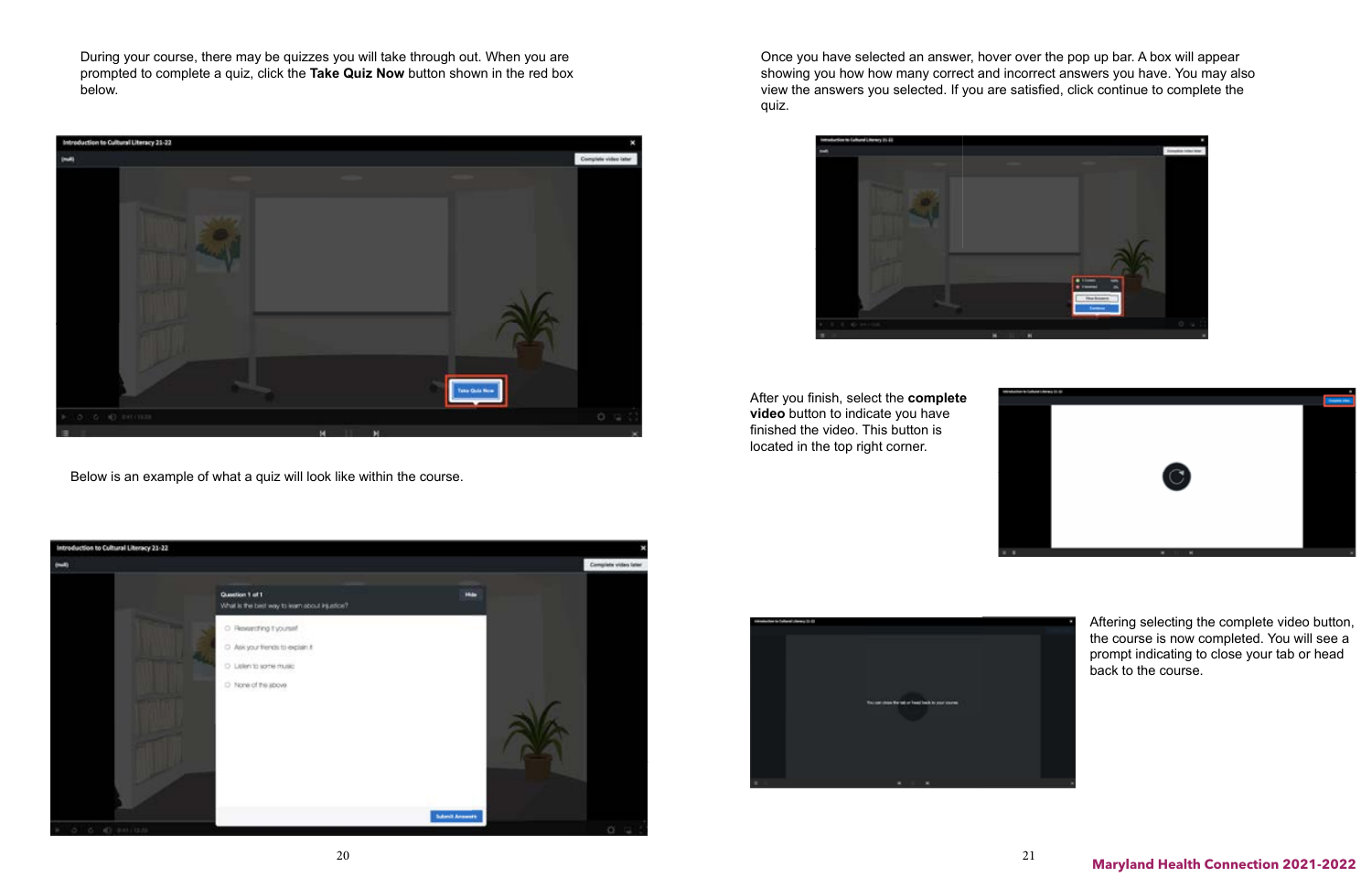During your course, there may be quizzes you will take through out. When you are prompted to complete a quiz, click the **Take Quiz Now** button shown in the red box below.

Below is an example of what a quiz will look like within the course.

Once you have selected an answer, hover over the pop up bar. A box will appear showing you how how many correct and incorrect answers you have. You may also view the answers you selected. If you are satisfied, click continue to complete the quiz.

After you finish, select the **complete video** button to indicate you have finished the video. This button is located in the top right corner.

Aftering selecting the complete video button, the course is now completed. You will see a prompt indicating to close your tab or head back to the course.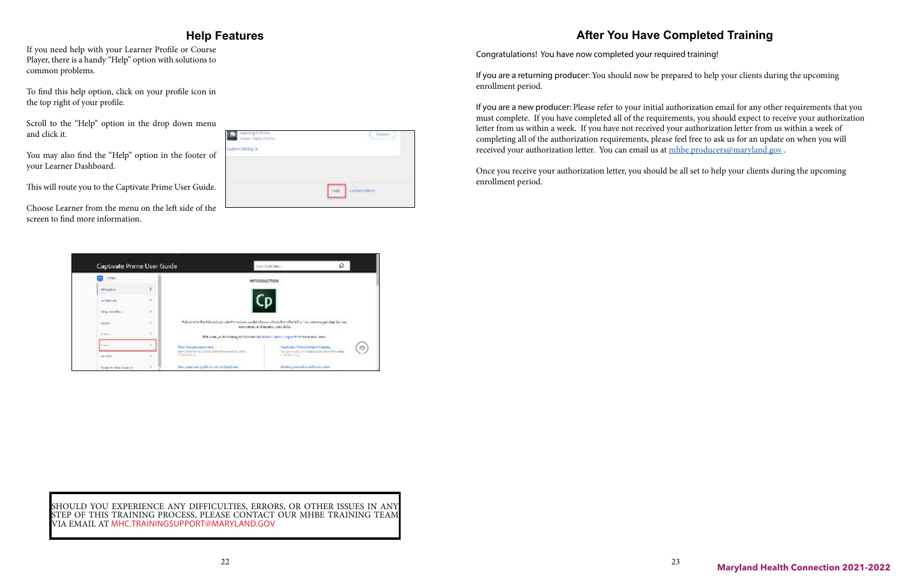## Help Features

If you need help with your Learner Profile or Course Player, there is a handy "Help" option with solutions to common problems.

To find this help option, click on your profile icon in the top right of your profile.

Scroll to the "Help" option in the drop down menu and click it.

You may also find the "Help" option in the footer of your Learner Dashboard.

This will route you to the Captivate Prime User Guide.

Choose Learner from the menu on the left side of the screen to find more information.

SHOULD YOU EXPERIENCE ANY DIFFICULTIES, ERRORS, OR OTHER ISSUES IN ANY STEP OF THIS TRAINING PROCESS, PLEASE CONTACT OUR MHBE TRAINING TEAM VIA EMAIL AT MHC.TRAININGSUPPORT@MARYLAND.GOV

## After You Have Completed Training

Congratulations! You have now completed your required training!

If you are a returning producer: You should now be prepared to help your clients during the upcoming enrollment period.

If you are a new producer: Please refer to your initial authorization email for any other requirements that you must complete. If you have completed all of the requirements, you should expect to receive your authorization letter from us within a week. If you have not received your authorization letter from us within a week of completing all of the authorization requirements, please feel free to ask us for an update on when you will received your authorization letter. You can email us at mhbe.producers@maryland.gov .

Once you receive your authorization letter, you should be all set to help your clients during the upcoming enrollment period.